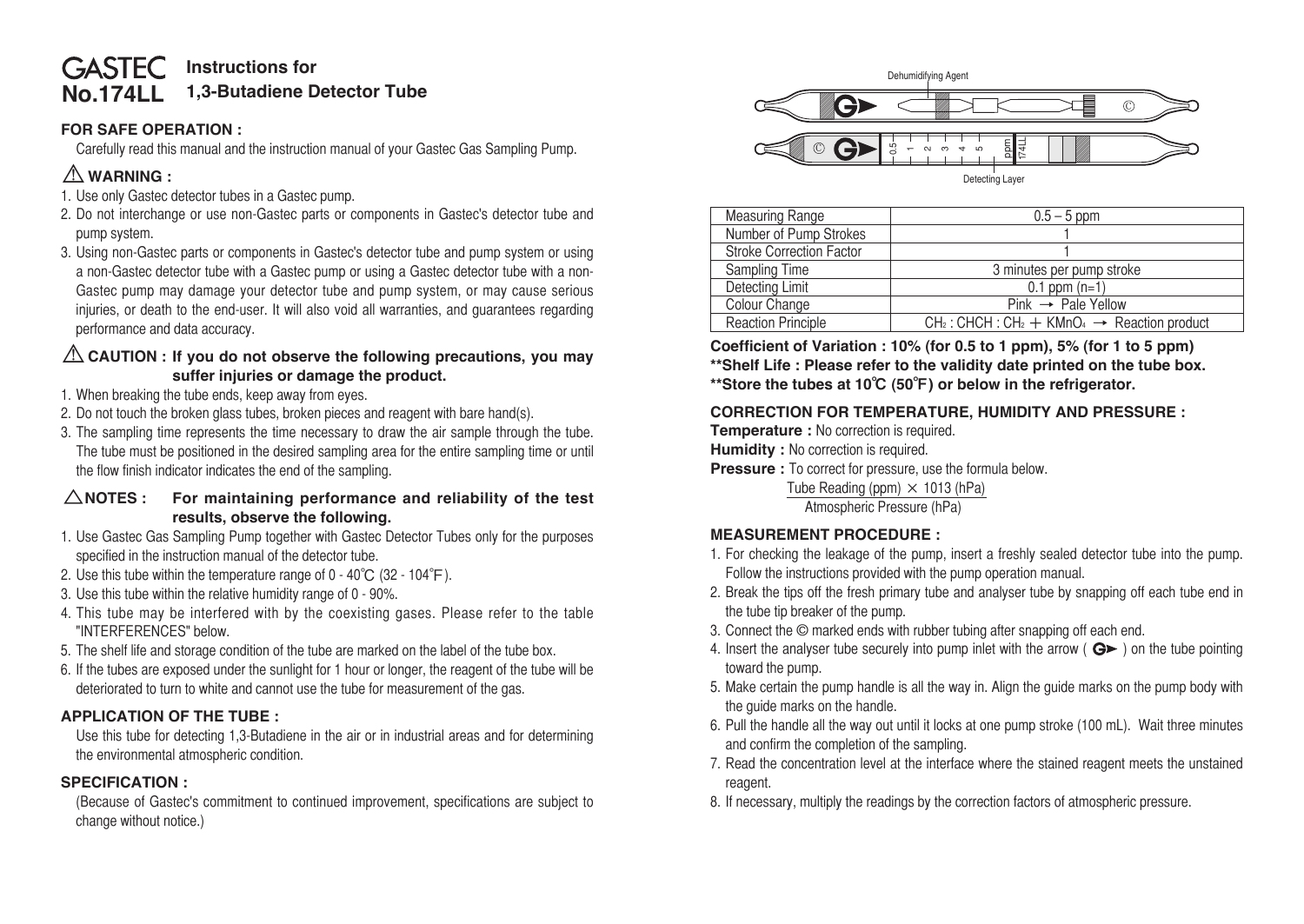# GASTEC No.174LL Instructions for 1,3-Butadiene Detector Tube

## FOR SAFE OPERATION :

Carefully read this manual and the instruction manual of your Gastec Gas Sampling Pump.

## ⚠ WARNING :

1. Use only Gastec detector tubes in a Gastec pump.
2. Do not interchange or use non-Gastec parts or components in Gastec's detector tube and pump system.
3. Using non-Gastec parts or components in Gastec's detector tube and pump system or using a non-Gastec detector tube with a Gastec pump or using a Gastec detector tube with a non-Gastec pump may damage your detector tube and pump system, or may cause serious injuries, or death to the end-user. It will also void all warranties, and guarantees regarding performance and data accuracy.

## ⚠ CAUTION : If you do not observe the following precautions, you may suffer injuries or damage the product.

1. When breaking the tube ends, keep away from eyes.
2. Do not touch the broken glass tubes, broken pieces and reagent with bare hand(s).
3. The sampling time represents the time necessary to draw the air sample through the tube. The tube must be positioned in the desired sampling area for the entire sampling time or until the flow finish indicator indicates the end of the sampling.

## △NOTES : For maintaining performance and reliability of the test results, observe the following.

1. Use Gastec Gas Sampling Pump together with Gastec Detector Tubes only for the purposes specified in the instruction manual of the detector tube.
2. Use this tube within the temperature range of 0 - 40℃ (32 - 104℉).
3. Use this tube within the relative humidity range of 0 - 90%.
4. This tube may be interfered with by the coexisting gases. Please refer to the table "INTERFERENCES" below.
5. The shelf life and storage condition of the tube are marked on the label of the tube box.
6. If the tubes are exposed under the sunlight for 1 hour or longer, the reagent of the tube will be deteriorated to turn to white and cannot use the tube for measurement of the gas.

## APPLICATION OF THE TUBE :

Use this tube for detecting 1,3-Butadiene in the air or in industrial areas and for determining the environmental atmospheric condition.

## SPECIFICATION :

(Because of Gastec's commitment to continued improvement, specifications are subject to change without notice.)

Dehumidifying Agent

Detecting Layer

| Measuring Range | 0.5 – 5 ppm |
|---|---|
| Number of Pump Strokes | 1 |
| Stroke Correction Factor | 1 |
| Sampling Time | 3 minutes per pump stroke |
| Detecting Limit | 0.1 ppm (n=1) |
| Colour Change | Pink → Pale Yellow |
| Reaction Principle | $CH_2 : CHCH : CH_2 + KMnO_4 \rightarrow$ Reaction product |

**Coefficient of Variation : 10% (for 0.5 to 1 ppm), 5% (for 1 to 5 ppm)**
**\*\*Shelf Life : Please refer to the validity date printed on the tube box.**
**\*\*Store the tubes at 10℃ (50℉) or below in the refrigerator.**

## CORRECTION FOR TEMPERATURE, HUMIDITY AND PRESSURE :

**Temperature :** No correction is required.
**Humidity :** No correction is required.
**Pressure :** To correct for pressure, use the formula below.

$$\frac{\text{Tube Reading (ppm)} \times 1013 \text{ (hPa)}}{\text{Atmospheric Pressure (hPa)}}$$

## MEASUREMENT PROCEDURE :

1. For checking the leakage of the pump, insert a freshly sealed detector tube into the pump. Follow the instructions provided with the pump operation manual.
2. Break the tips off the fresh primary tube and analyser tube by snapping off each tube end in the tube tip breaker of the pump.
3. Connect the © marked ends with rubber tubing after snapping off each end.
4. Insert the analyser tube securely into pump inlet with the arrow ( G► ) on the tube pointing toward the pump.
5. Make certain the pump handle is all the way in. Align the guide marks on the pump body with the guide marks on the handle.
6. Pull the handle all the way out until it locks at one pump stroke (100 mL). Wait three minutes and confirm the completion of the sampling.
7. Read the concentration level at the interface where the stained reagent meets the unstained reagent.
8. If necessary, multiply the readings by the correction factors of atmospheric pressure.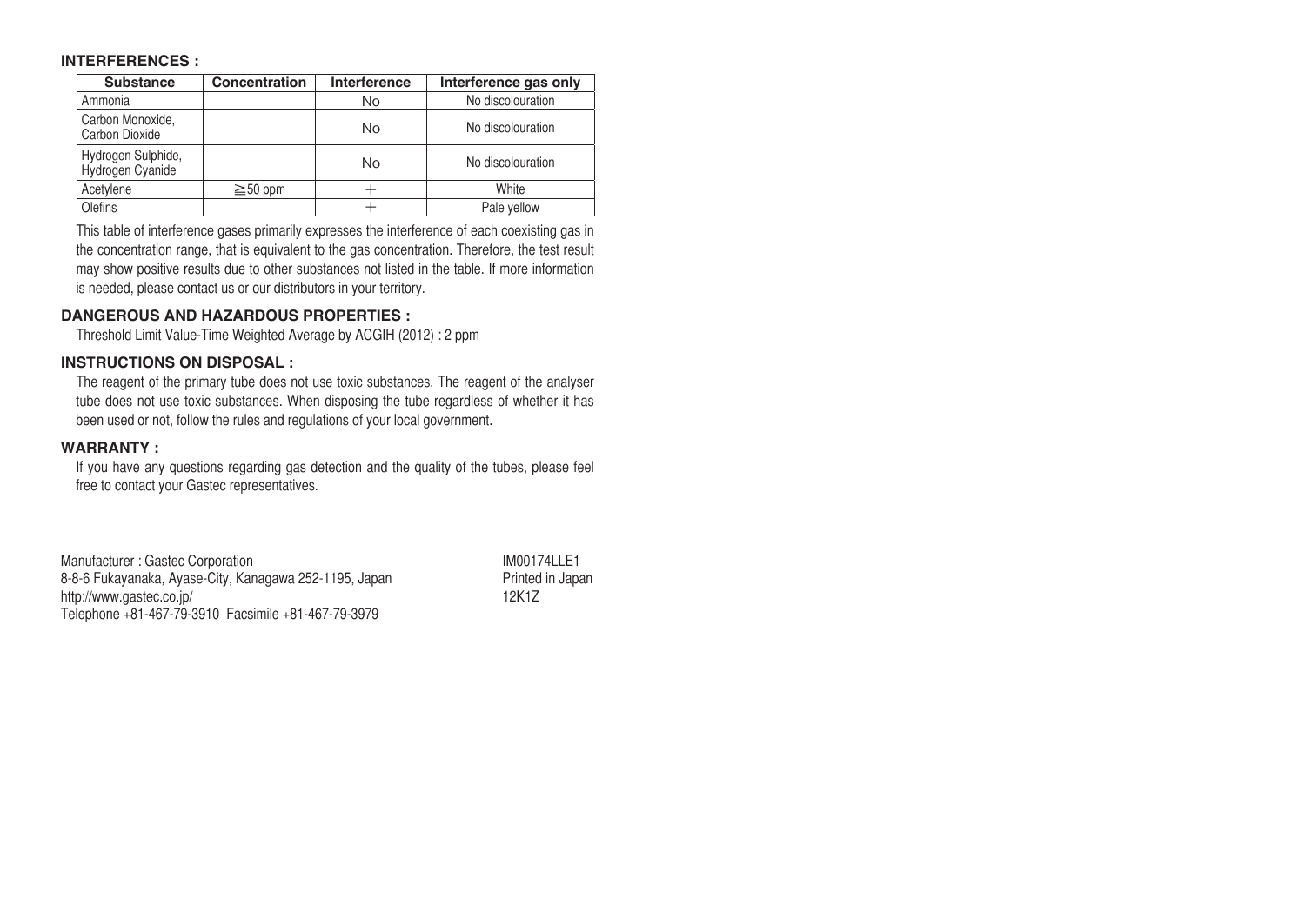### INTERFERENCES :

| Substance | Concentration | Interference | Interference gas only |
|---|---|---|---|
| Ammonia | | No | No discolouration |
| Carbon Monoxide, Carbon Dioxide | | No | No discolouration |
| Hydrogen Sulphide, Hydrogen Cyanide | | No | No discolouration |
| Acetylene | ≧50 ppm | + | White |
| Olefins | | + | Pale yellow |

This table of interference gases primarily expresses the interference of each coexisting gas in the concentration range, that is equivalent to the gas concentration. Therefore, the test result may show positive results due to other substances not listed in the table. If more information is needed, please contact us or our distributors in your territory.

### DANGEROUS AND HAZARDOUS PROPERTIES :

Threshold Limit Value-Time Weighted Average by ACGIH (2012) : 2 ppm

### INSTRUCTIONS ON DISPOSAL :

The reagent of the primary tube does not use toxic substances. The reagent of the analyser tube does not use toxic substances. When disposing the tube regardless of whether it has been used or not, follow the rules and regulations of your local government.

### WARRANTY :

If you have any questions regarding gas detection and the quality of the tubes, please feel free to contact your Gastec representatives.

Manufacturer : Gastec Corporation
8-8-6 Fukayanaka, Ayase-City, Kanagawa 252-1195, Japan
http://www.gastec.co.jp/
Telephone +81-467-79-3910 Facsimile +81-467-79-3979

IM00174LLE1
Printed in Japan
12K1Z